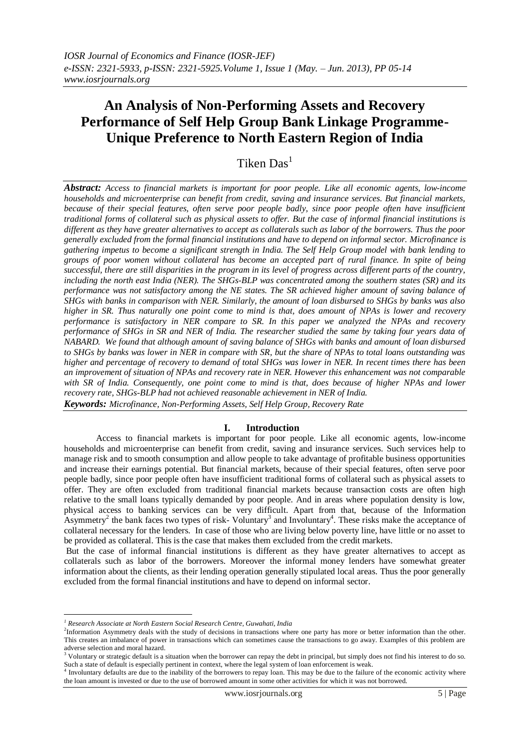# An Analysis of Non-Performing Assets and Recovery Performance of Self Help Group Bank Linkage Programme-Unique Preference to North Eastern Region of India

Tiken Das[1]

***Abstract:*** *Access to financial markets is important for poor people. Like all economic agents, low-income households and microenterprise can benefit from credit, saving and insurance services. But financial markets, because of their special features, often serve poor people badly, since poor people often have insufficient traditional forms of collateral such as physical assets to offer. But the case of informal financial institutions is different as they have greater alternatives to accept as collaterals such as labor of the borrowers. Thus the poor generally excluded from the formal financial institutions and have to depend on informal sector. Microfinance is gathering impetus to become a significant strength in India. The Self Help Group model with bank lending to groups of poor women without collateral has become an accepted part of rural finance. In spite of being successful, there are still disparities in the program in its level of progress across different parts of the country, including the north east India (NER). The SHGs-BLP was concentrated among the southern states (SR) and its performance was not satisfactory among the NE states. The SR achieved higher amount of saving balance of SHGs with banks in comparison with NER. Similarly, the amount of loan disbursed to SHGs by banks was also higher in SR. Thus naturally one point come to mind is that, does amount of NPAs is lower and recovery performance is satisfactory in NER compare to SR. In this paper we analyzed the NPAs and recovery performance of SHGs in SR and NER of India. The researcher studied the same by taking four years data of NABARD. We found that although amount of saving balance of SHGs with banks and amount of loan disbursed to SHGs by banks was lower in NER in compare with SR, but the share of NPAs to total loans outstanding was higher and percentage of recovery to demand of total SHGs was lower in NER. In recent times there has been an improvement of situation of NPAs and recovery rate in NER. However this enhancement was not comparable with SR of India. Consequently, one point come to mind is that, does because of higher NPAs and lower recovery rate, SHGs-BLP had not achieved reasonable achievement in NER of India.*

***Keywords:*** *Microfinance, Non-Performing Assets, Self Help Group, Recovery Rate*

## I. Introduction

Access to financial markets is important for poor people. Like all economic agents, low-income households and microenterprise can benefit from credit, saving and insurance services. Such services help to manage risk and to smooth consumption and allow people to take advantage of profitable business opportunities and increase their earnings potential. But financial markets, because of their special features, often serve poor people badly, since poor people often have insufficient traditional forms of collateral such as physical assets to offer. They are often excluded from traditional financial markets because transaction costs are often high relative to the small loans typically demanded by poor people. And in areas where population density is low, physical access to banking services can be very difficult. Apart from that, because of the Information Asymmetry[2] the bank faces two types of risk- Voluntary[3] and Involuntary[4]. These risks make the acceptance of collateral necessary for the lenders. In case of those who are living below poverty line, have little or no asset to be provided as collateral. This is the case that makes them excluded from the credit markets.

But the case of informal financial institutions is different as they have greater alternatives to accept as collaterals such as labor of the borrowers. Moreover the informal money lenders have somewhat greater information about the clients, as their lending operation generally stipulated local areas. Thus the poor generally excluded from the formal financial institutions and have to depend on informal sector.

---

[1] *Research Associate at North Eastern Social Research Centre, Guwahati, India*

[2] Information Asymmetry deals with the study of decisions in transactions where one party has more or better information than the other. This creates an imbalance of power in transactions which can sometimes cause the transactions to go away. Examples of this problem are adverse selection and moral hazard.

[3] Voluntary or strategic default is a situation when the borrower can repay the debt in principal, but simply does not find his interest to do so. Such a state of default is especially pertinent in context, where the legal system of loan enforcement is weak.

[4] Involuntary defaults are due to the inability of the borrowers to repay loan. This may be due to the failure of the economic activity where the loan amount is invested or due to the use of borrowed amount in some other activities for which it was not borrowed.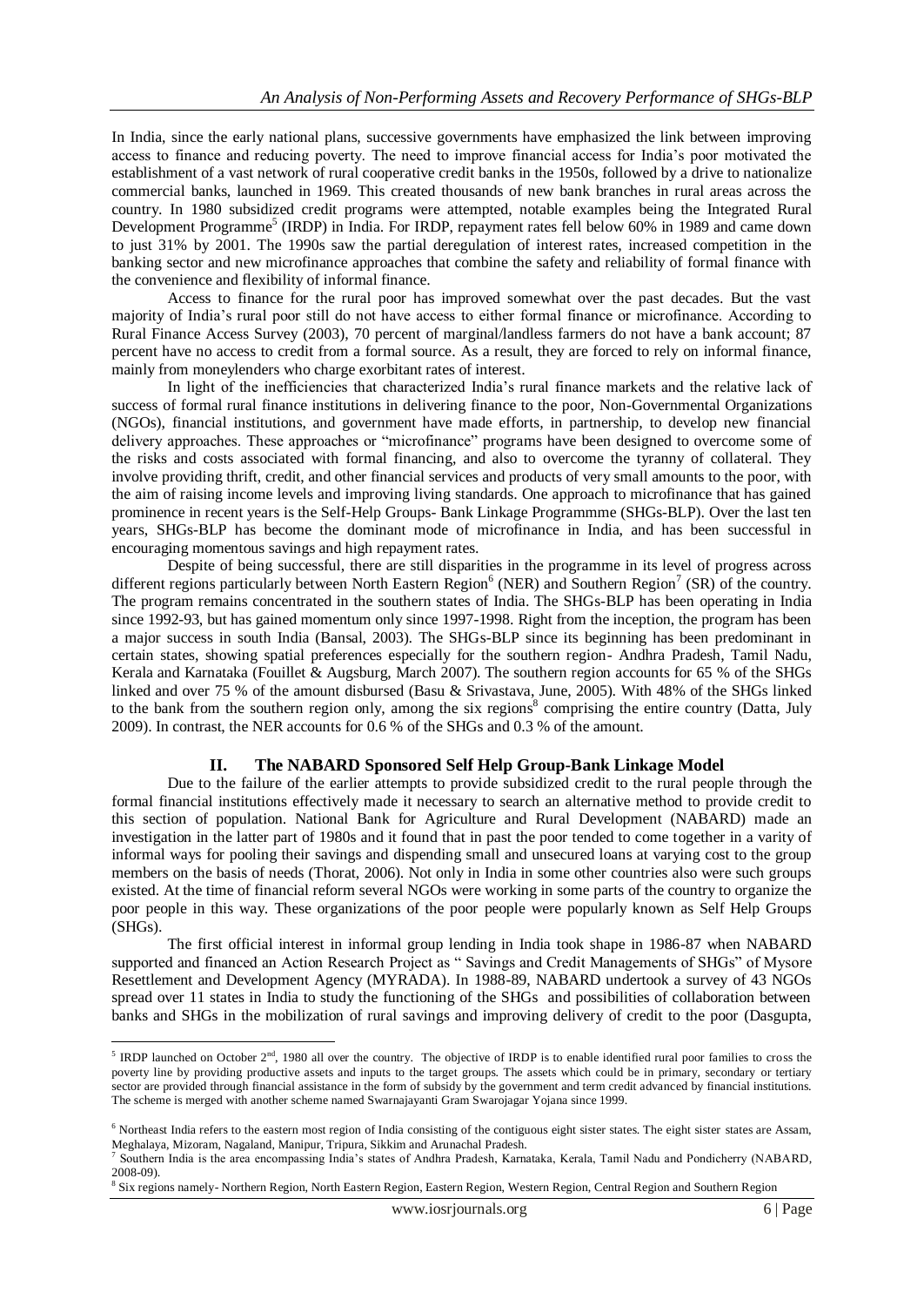In India, since the early national plans, successive governments have emphasized the link between improving access to finance and reducing poverty. The need to improve financial access for India's poor motivated the establishment of a vast network of rural cooperative credit banks in the 1950s, followed by a drive to nationalize commercial banks, launched in 1969. This created thousands of new bank branches in rural areas across the country. In 1980 subsidized credit programs were attempted, notable examples being the Integrated Rural Development Programme[5] (IRDP) in India. For IRDP, repayment rates fell below 60% in 1989 and came down to just 31% by 2001. The 1990s saw the partial deregulation of interest rates, increased competition in the banking sector and new microfinance approaches that combine the safety and reliability of formal finance with the convenience and flexibility of informal finance.

Access to finance for the rural poor has improved somewhat over the past decades. But the vast majority of India's rural poor still do not have access to either formal finance or microfinance. According to Rural Finance Access Survey (2003), 70 percent of marginal/landless farmers do not have a bank account; 87 percent have no access to credit from a formal source. As a result, they are forced to rely on informal finance, mainly from moneylenders who charge exorbitant rates of interest.

In light of the inefficiencies that characterized India's rural finance markets and the relative lack of success of formal rural finance institutions in delivering finance to the poor, Non-Governmental Organizations (NGOs), financial institutions, and government have made efforts, in partnership, to develop new financial delivery approaches. These approaches or "microfinance" programs have been designed to overcome some of the risks and costs associated with formal financing, and also to overcome the tyranny of collateral. They involve providing thrift, credit, and other financial services and products of very small amounts to the poor, with the aim of raising income levels and improving living standards. One approach to microfinance that has gained prominence in recent years is the Self-Help Groups- Bank Linkage Programmme (SHGs-BLP). Over the last ten years, SHGs-BLP has become the dominant mode of microfinance in India, and has been successful in encouraging momentous savings and high repayment rates.

Despite of being successful, there are still disparities in the programme in its level of progress across different regions particularly between North Eastern Region[6] (NER) and Southern Region[7] (SR) of the country. The program remains concentrated in the southern states of India. The SHGs-BLP has been operating in India since 1992-93, but has gained momentum only since 1997-1998. Right from the inception, the program has been a major success in south India (Bansal, 2003). The SHGs-BLP since its beginning has been predominant in certain states, showing spatial preferences especially for the southern region- Andhra Pradesh, Tamil Nadu, Kerala and Karnataka (Fouillet & Augsburg, March 2007). The southern region accounts for 65 % of the SHGs linked and over 75 % of the amount disbursed (Basu & Srivastava, June, 2005). With 48% of the SHGs linked to the bank from the southern region only, among the six regions[8] comprising the entire country (Datta, July 2009). In contrast, the NER accounts for 0.6 % of the SHGs and 0.3 % of the amount.

## II. The NABARD Sponsored Self Help Group-Bank Linkage Model

Due to the failure of the earlier attempts to provide subsidized credit to the rural people through the formal financial institutions effectively made it necessary to search an alternative method to provide credit to this section of population. National Bank for Agriculture and Rural Development (NABARD) made an investigation in the latter part of 1980s and it found that in past the poor tended to come together in a varity of informal ways for pooling their savings and dispending small and unsecured loans at varying cost to the group members on the basis of needs (Thorat, 2006). Not only in India in some other countries also were such groups existed. At the time of financial reform several NGOs were working in some parts of the country to organize the poor people in this way. These organizations of the poor people were popularly known as Self Help Groups (SHGs).

The first official interest in informal group lending in India took shape in 1986-87 when NABARD supported and financed an Action Research Project as " Savings and Credit Managements of SHGs" of Mysore Resettlement and Development Agency (MYRADA). In 1988-89, NABARD undertook a survey of 43 NGOs spread over 11 states in India to study the functioning of the SHGs and possibilities of collaboration between banks and SHGs in the mobilization of rural savings and improving delivery of credit to the poor (Dasgupta,

---

[5] IRDP launched on October 2nd, 1980 all over the country. The objective of IRDP is to enable identified rural poor families to cross the poverty line by providing productive assets and inputs to the target groups. The assets which could be in primary, secondary or tertiary sector are provided through financial assistance in the form of subsidy by the government and term credit advanced by financial institutions. The scheme is merged with another scheme named Swarnajayanti Gram Swarojagar Yojana since 1999.

[6] Northeast India refers to the eastern most region of India consisting of the contiguous eight sister states. The eight sister states are Assam, Meghalaya, Mizoram, Nagaland, Manipur, Tripura, Sikkim and Arunachal Pradesh.

[7] Southern India is the area encompassing India's states of Andhra Pradesh, Karnataka, Kerala, Tamil Nadu and Pondicherry (NABARD, 2008-09).

[8] Six regions namely- Northern Region, North Eastern Region, Eastern Region, Western Region, Central Region and Southern Region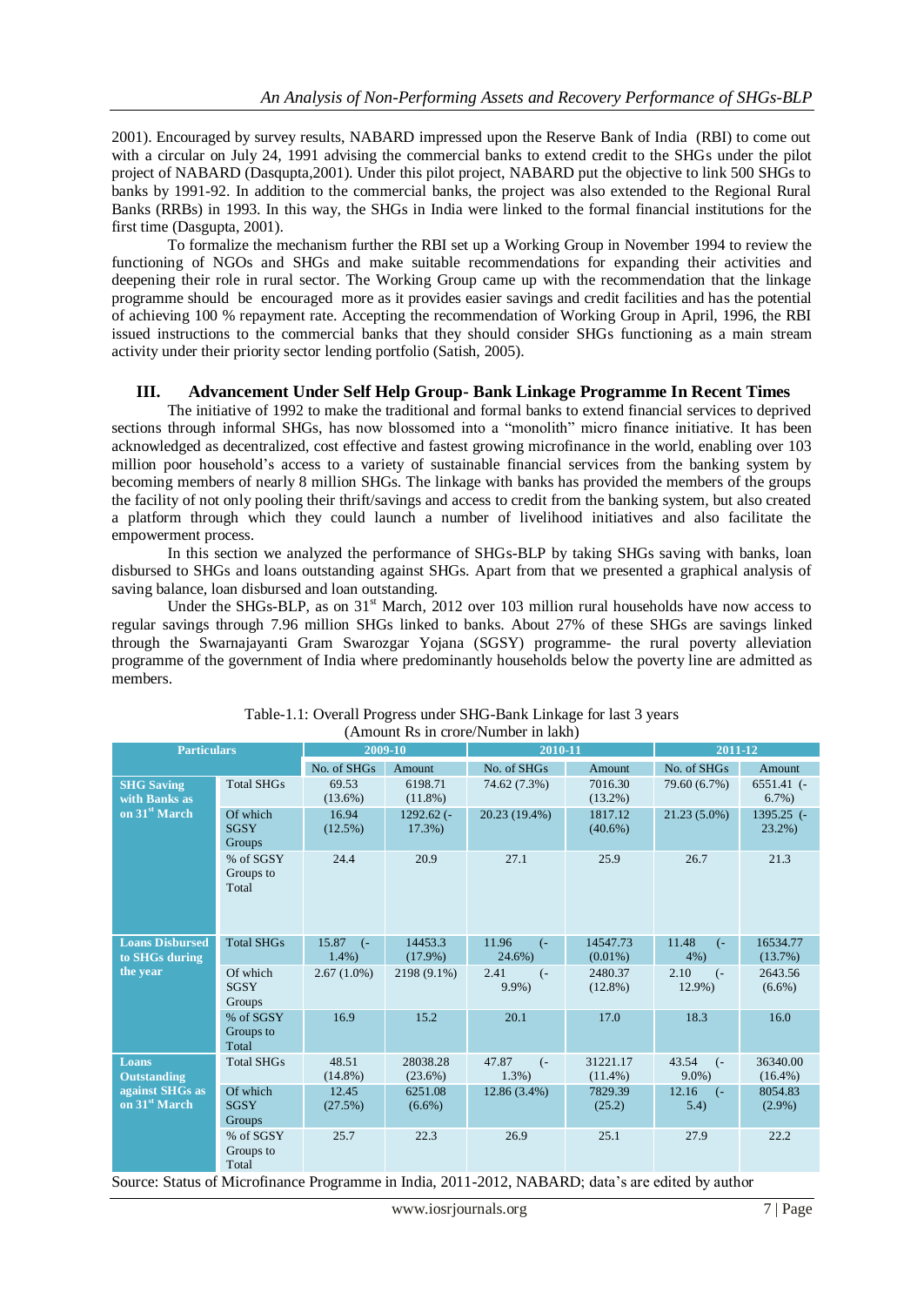2001). Encouraged by survey results, NABARD impressed upon the Reserve Bank of India (RBI) to come out with a circular on July 24, 1991 advising the commercial banks to extend credit to the SHGs under the pilot project of NABARD (Dasqupta,2001). Under this pilot project, NABARD put the objective to link 500 SHGs to banks by 1991-92. In addition to the commercial banks, the project was also extended to the Regional Rural Banks (RRBs) in 1993. In this way, the SHGs in India were linked to the formal financial institutions for the first time (Dasgupta, 2001).

To formalize the mechanism further the RBI set up a Working Group in November 1994 to review the functioning of NGOs and SHGs and make suitable recommendations for expanding their activities and deepening their role in rural sector. The Working Group came up with the recommendation that the linkage programme should be encouraged more as it provides easier savings and credit facilities and has the potential of achieving 100 % repayment rate. Accepting the recommendation of Working Group in April, 1996, the RBI issued instructions to the commercial banks that they should consider SHGs functioning as a main stream activity under their priority sector lending portfolio (Satish, 2005).

## III. Advancement Under Self Help Group- Bank Linkage Programme In Recent Times

The initiative of 1992 to make the traditional and formal banks to extend financial services to deprived sections through informal SHGs, has now blossomed into a "monolith" micro finance initiative. It has been acknowledged as decentralized, cost effective and fastest growing microfinance in the world, enabling over 103 million poor household's access to a variety of sustainable financial services from the banking system by becoming members of nearly 8 million SHGs. The linkage with banks has provided the members of the groups the facility of not only pooling their thrift/savings and access to credit from the banking system, but also created a platform through which they could launch a number of livelihood initiatives and also facilitate the empowerment process.

In this section we analyzed the performance of SHGs-BLP by taking SHGs saving with banks, loan disbursed to SHGs and loans outstanding against SHGs. Apart from that we presented a graphical analysis of saving balance, loan disbursed and loan outstanding.

Under the SHGs-BLP, as on 31st March, 2012 over 103 million rural households have now access to regular savings through 7.96 million SHGs linked to banks. About 27% of these SHGs are savings linked through the Swarnajayanti Gram Swarozgar Yojana (SGSY) programme- the rural poverty alleviation programme of the government of India where predominantly households below the poverty line are admitted as members.

Table-1.1: Overall Progress under SHG-Bank Linkage for last 3 years
(Amount Rs in crore/Number in lakh)

| Particulars | | 2009-10 | | 2010-11 | | 2011-12 | |
|---|---|---|---|---|---|---|---|
| | | No. of SHGs | Amount | No. of SHGs | Amount | No. of SHGs | Amount |
| **SHG Saving with Banks as on 31st March** | Total SHGs | 69.53 (13.6%) | 6198.71 (11.8%) | 74.62 (7.3%) | 7016.30 (13.2%) | 79.60 (6.7%) | 6551.41 (-6.7%) |
| | Of which SGSY Groups | 16.94 (12.5%) | 1292.62 (-17.3%) | 20.23 (19.4%) | 1817.12 (40.6%) | 21.23 (5.0%) | 1395.25 (-23.2%) |
| | % of SGSY Groups to Total | 24.4 | 20.9 | 27.1 | 25.9 | 26.7 | 21.3 |
| **Loans Disbursed to SHGs during the year** | Total SHGs | 15.87 (-1.4%) | 14453.3 (17.9%) | 11.96 (-24.6%) | 14547.73 (0.01%) | 11.48 (-4%) | 16534.77 (13.7%) |
| | Of which SGSY Groups | 2.67 (1.0%) | 2198 (9.1%) | 2.41 (-9.9%) | 2480.37 (12.8%) | 2.10 (-12.9%) | 2643.56 (6.6%) |
| | % of SGSY Groups to Total | 16.9 | 15.2 | 20.1 | 17.0 | 18.3 | 16.0 |
| **Loans Outstanding against SHGs as on 31st March** | Total SHGs | 48.51 (14.8%) | 28038.28 (23.6%) | 47.87 (-1.3%) | 31221.17 (11.4%) | 43.54 (-9.0%) | 36340.00 (16.4%) |
| | Of which SGSY Groups | 12.45 (27.5%) | 6251.08 (6.6%) | 12.86 (3.4%) | 7829.39 (25.2) | 12.16 (-5.4) | 8054.83 (2.9%) |
| | % of SGSY Groups to Total | 25.7 | 22.3 | 26.9 | 25.1 | 27.9 | 22.2 |

Source: Status of Microfinance Programme in India, 2011-2012, NABARD; data's are edited by author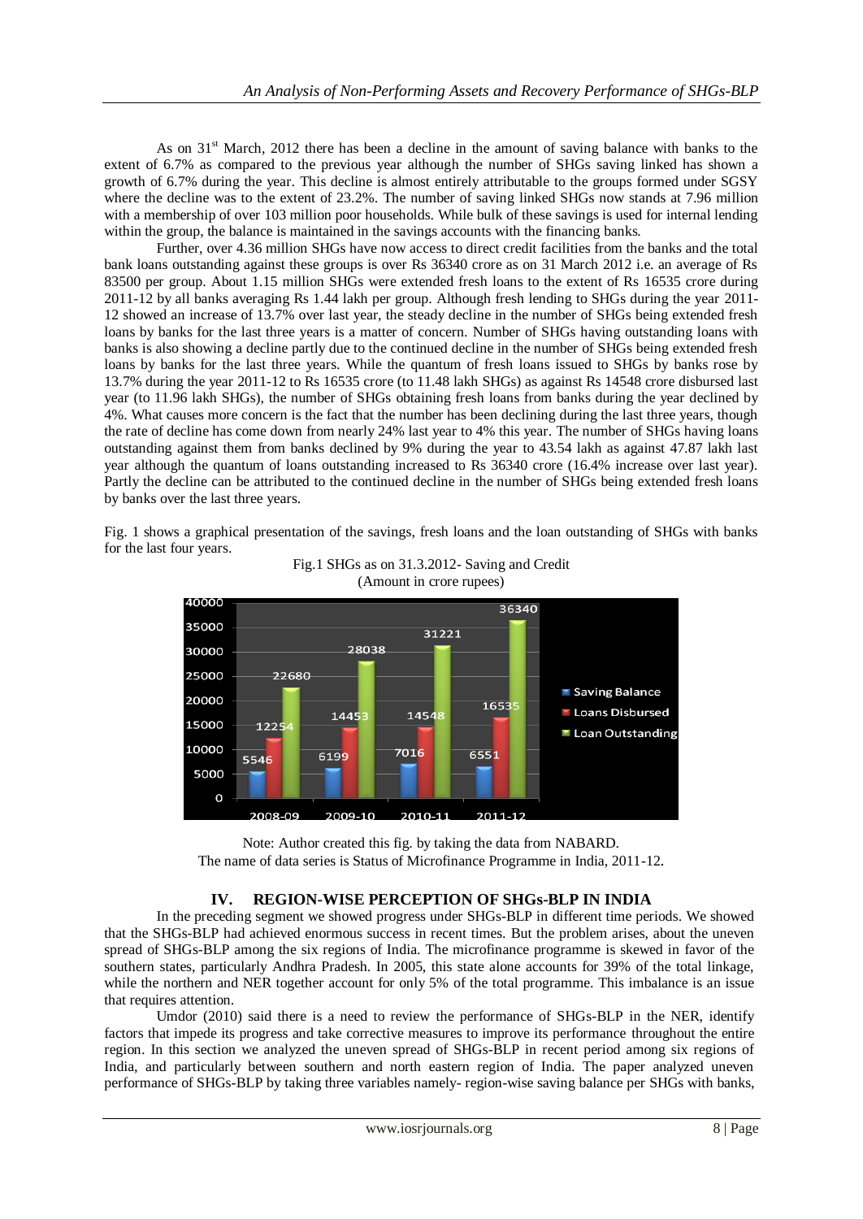As on 31[st] March, 2012 there has been a decline in the amount of saving balance with banks to the extent of 6.7% as compared to the previous year although the number of SHGs saving linked has shown a growth of 6.7% during the year. This decline is almost entirely attributable to the groups formed under SGSY where the decline was to the extent of 23.2%. The number of saving linked SHGs now stands at 7.96 million with a membership of over 103 million poor households. While bulk of these savings is used for internal lending within the group, the balance is maintained in the savings accounts with the financing banks.

Further, over 4.36 million SHGs have now access to direct credit facilities from the banks and the total bank loans outstanding against these groups is over Rs 36340 crore as on 31 March 2012 i.e. an average of Rs 83500 per group. About 1.15 million SHGs were extended fresh loans to the extent of Rs 16535 crore during 2011-12 by all banks averaging Rs 1.44 lakh per group. Although fresh lending to SHGs during the year 2011-12 showed an increase of 13.7% over last year, the steady decline in the number of SHGs being extended fresh loans by banks for the last three years is a matter of concern. Number of SHGs having outstanding loans with banks is also showing a decline partly due to the continued decline in the number of SHGs being extended fresh loans by banks for the last three years. While the quantum of fresh loans issued to SHGs by banks rose by 13.7% during the year 2011-12 to Rs 16535 crore (to 11.48 lakh SHGs) as against Rs 14548 crore disbursed last year (to 11.96 lakh SHGs), the number of SHGs obtaining fresh loans from banks during the year declined by 4%. What causes more concern is the fact that the number has been declining during the last three years, though the rate of decline has come down from nearly 24% last year to 4% this year. The number of SHGs having loans outstanding against them from banks declined by 9% during the year to 43.54 lakh as against 47.87 lakh last year although the quantum of loans outstanding increased to Rs 36340 crore (16.4% increase over last year). Partly the decline can be attributed to the continued decline in the number of SHGs being extended fresh loans by banks over the last three years.

Fig. 1 shows a graphical presentation of the savings, fresh loans and the loan outstanding of SHGs with banks for the last four years.

Fig.1 SHGs as on 31.3.2012- Saving and Credit
(Amount in crore rupees)

| Year | Saving Balance | Loans Disbursed | Loan Outstanding |
|---|---|---|---|
| 2008-09 | 5546 | 12254 | 22680 |
| 2009-10 | 6199 | 14453 | 28038 |
| 2010-11 | 7016 | 14548 | 31221 |
| 2011-12 | 6551 | 16535 | 36340 |

Note: Author created this fig. by taking the data from NABARD.
The name of data series is Status of Microfinance Programme in India, 2011-12.

## IV. REGION-WISE PERCEPTION OF SHGs-BLP IN INDIA

In the preceding segment we showed progress under SHGs-BLP in different time periods. We showed that the SHGs-BLP had achieved enormous success in recent times. But the problem arises, about the uneven spread of SHGs-BLP among the six regions of India. The microfinance programme is skewed in favor of the southern states, particularly Andhra Pradesh. In 2005, this state alone accounts for 39% of the total linkage, while the northern and NER together account for only 5% of the total programme. This imbalance is an issue that requires attention.

Umdor (2010) said there is a need to review the performance of SHGs-BLP in the NER, identify factors that impede its progress and take corrective measures to improve its performance throughout the entire region. In this section we analyzed the uneven spread of SHGs-BLP in recent period among six regions of India, and particularly between southern and north eastern region of India. The paper analyzed uneven performance of SHGs-BLP by taking three variables namely- region-wise saving balance per SHGs with banks,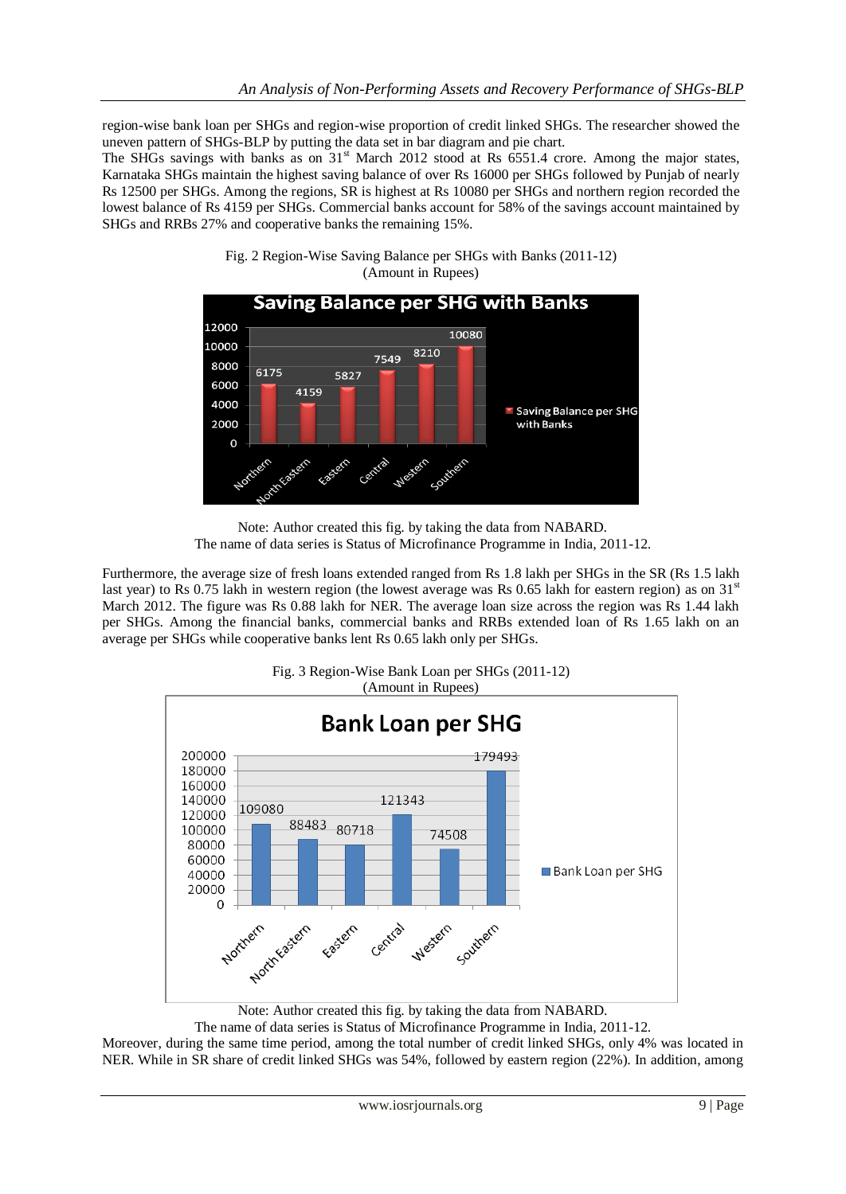region-wise bank loan per SHGs and region-wise proportion of credit linked SHGs. The researcher showed the uneven pattern of SHGs-BLP by putting the data set in bar diagram and pie chart.

The SHGs savings with banks as on 31st March 2012 stood at Rs 6551.4 crore. Among the major states, Karnataka SHGs maintain the highest saving balance of over Rs 16000 per SHGs followed by Punjab of nearly Rs 12500 per SHGs. Among the regions, SR is highest at Rs 10080 per SHGs and northern region recorded the lowest balance of Rs 4159 per SHGs. Commercial banks account for 58% of the savings account maintained by SHGs and RRBs 27% and cooperative banks the remaining 15%.

Fig. 2 Region-Wise Saving Balance per SHGs with Banks (2011-12)
(Amount in Rupees)

Note: Author created this fig. by taking the data from NABARD.
The name of data series is Status of Microfinance Programme in India, 2011-12.

Furthermore, the average size of fresh loans extended ranged from Rs 1.8 lakh per SHGs in the SR (Rs 1.5 lakh last year) to Rs 0.75 lakh in western region (the lowest average was Rs 0.65 lakh for eastern region) as on 31st March 2012. The figure was Rs 0.88 lakh for NER. The average loan size across the region was Rs 1.44 lakh per SHGs. Among the financial banks, commercial banks and RRBs extended loan of Rs 1.65 lakh on an average per SHGs while cooperative banks lent Rs 0.65 lakh only per SHGs.

Fig. 3 Region-Wise Bank Loan per SHGs (2011-12)
(Amount in Rupees)

Note: Author created this fig. by taking the data from NABARD.
The name of data series is Status of Microfinance Programme in India, 2011-12.

Moreover, during the same time period, among the total number of credit linked SHGs, only 4% was located in NER. While in SR share of credit linked SHGs was 54%, followed by eastern region (22%). In addition, among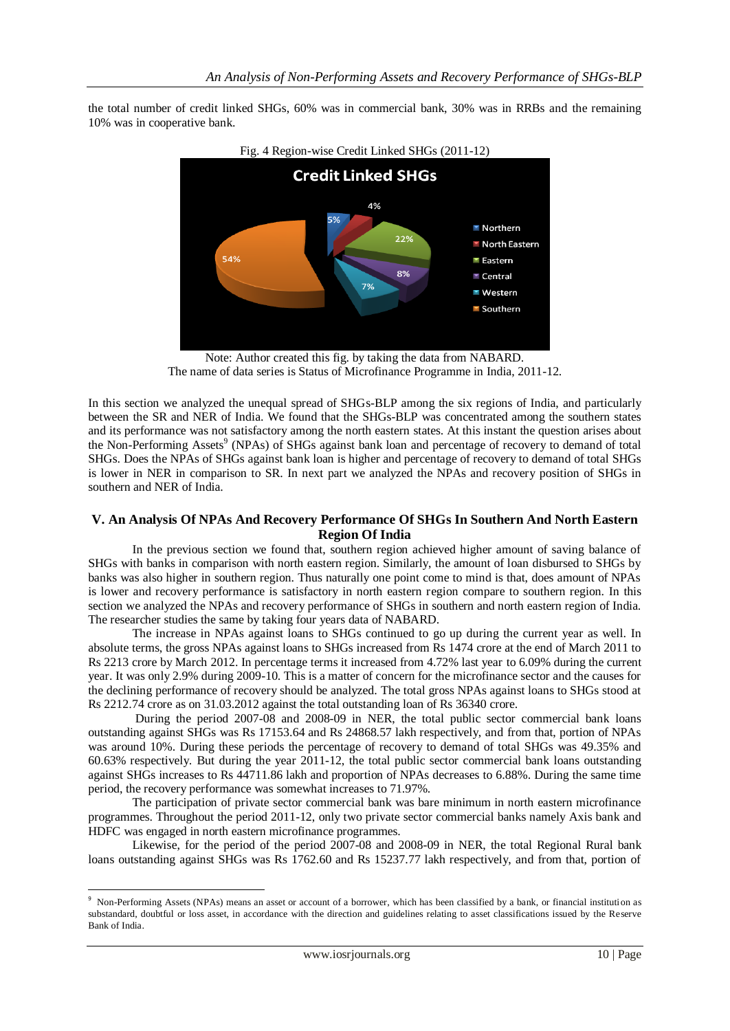the total number of credit linked SHGs, 60% was in commercial bank, 30% was in RRBs and the remaining 10% was in cooperative bank.

Fig. 4 Region-wise Credit Linked SHGs (2011-12)

Note: Author created this fig. by taking the data from NABARD.
The name of data series is Status of Microfinance Programme in India, 2011-12.

In this section we analyzed the unequal spread of SHGs-BLP among the six regions of India, and particularly between the SR and NER of India. We found that the SHGs-BLP was concentrated among the southern states and its performance was not satisfactory among the north eastern states. At this instant the question arises about the Non-Performing Assets[9] (NPAs) of SHGs against bank loan and percentage of recovery to demand of total SHGs. Does the NPAs of SHGs against bank loan is higher and percentage of recovery to demand of total SHGs is lower in NER in comparison to SR. In next part we analyzed the NPAs and recovery position of SHGs in southern and NER of India.

## V. An Analysis Of NPAs And Recovery Performance Of SHGs In Southern And North Eastern Region Of India

In the previous section we found that, southern region achieved higher amount of saving balance of SHGs with banks in comparison with north eastern region. Similarly, the amount of loan disbursed to SHGs by banks was also higher in southern region. Thus naturally one point come to mind is that, does amount of NPAs is lower and recovery performance is satisfactory in north eastern region compare to southern region. In this section we analyzed the NPAs and recovery performance of SHGs in southern and north eastern region of India. The researcher studies the same by taking four years data of NABARD.

The increase in NPAs against loans to SHGs continued to go up during the current year as well. In absolute terms, the gross NPAs against loans to SHGs increased from Rs 1474 crore at the end of March 2011 to Rs 2213 crore by March 2012. In percentage terms it increased from 4.72% last year to 6.09% during the current year. It was only 2.9% during 2009-10. This is a matter of concern for the microfinance sector and the causes for the declining performance of recovery should be analyzed. The total gross NPAs against loans to SHGs stood at Rs 2212.74 crore as on 31.03.2012 against the total outstanding loan of Rs 36340 crore.

During the period 2007-08 and 2008-09 in NER, the total public sector commercial bank loans outstanding against SHGs was Rs 17153.64 and Rs 24868.57 lakh respectively, and from that, portion of NPAs was around 10%. During these periods the percentage of recovery to demand of total SHGs was 49.35% and 60.63% respectively. But during the year 2011-12, the total public sector commercial bank loans outstanding against SHGs increases to Rs 44711.86 lakh and proportion of NPAs decreases to 6.88%. During the same time period, the recovery performance was somewhat increases to 71.97%.

The participation of private sector commercial bank was bare minimum in north eastern microfinance programmes. Throughout the period 2011-12, only two private sector commercial banks namely Axis bank and HDFC was engaged in north eastern microfinance programmes.

Likewise, for the period of the period 2007-08 and 2008-09 in NER, the total Regional Rural bank loans outstanding against SHGs was Rs 1762.60 and Rs 15237.77 lakh respectively, and from that, portion of

---

[9] Non-Performing Assets (NPAs) means an asset or account of a borrower, which has been classified by a bank, or financial institution as substandard, doubtful or loss asset, in accordance with the direction and guidelines relating to asset classifications issued by the Reserve Bank of India.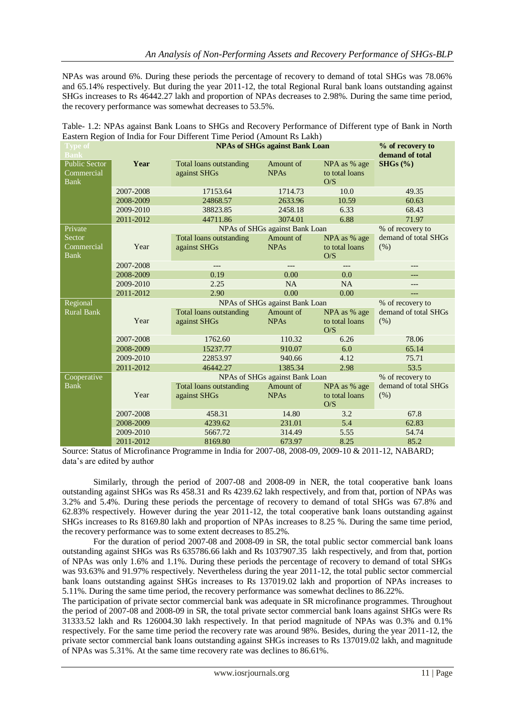NPAs was around 6%. During these periods the percentage of recovery to demand of total SHGs was 78.06% and 65.14% respectively. But during the year 2011-12, the total Regional Rural bank loans outstanding against SHGs increases to Rs 46442.27 lakh and proportion of NPAs decreases to 2.98%. During the same time period, the recovery performance was somewhat decreases to 53.5%.

Table- 1.2: NPAs against Bank Loans to SHGs and Recovery Performance of Different type of Bank in North Eastern Region of India for Four Different Time Period (Amount Rs Lakh)

| Type of Bank | Year | NPAs of SHGs against Bank Loan | | | % of recovery to demand of total SHGs (%) |
|---|---|---|---|---|---|
| | | Total loans outstanding against SHGs | Amount of NPAs | NPA as % age to total loans O/S | |
| Public Sector Commercial Bank | 2007-2008 | 17153.64 | 1714.73 | 10.0 | 49.35 |
| | 2008-2009 | 24868.57 | 2633.96 | 10.59 | 60.63 |
| | 2009-2010 | 38823.85 | 2458.18 | 6.33 | 68.43 |
| | 2011-2012 | 44711.86 | 3074.01 | 6.88 | 71.97 |
| Private Sector Commercial Bank | 2007-2008 | --- | --- | --- | --- |
| | 2008-2009 | 0.19 | 0.00 | 0.0 | --- |
| | 2009-2010 | 2.25 | NA | NA | --- |
| | 2011-2012 | 2.90 | 0.00 | 0.00 | --- |
| Regional Rural Bank | 2007-2008 | 1762.60 | 110.32 | 6.26 | 78.06 |
| | 2008-2009 | 15237.77 | 910.07 | 6.0 | 65.14 |
| | 2009-2010 | 22853.97 | 940.66 | 4.12 | 75.71 |
| | 2011-2012 | 46442.27 | 1385.34 | 2.98 | 53.5 |
| Cooperative Bank | 2007-2008 | 458.31 | 14.80 | 3.2 | 67.8 |
| | 2008-2009 | 4239.62 | 231.01 | 5.4 | 62.83 |
| | 2009-2010 | 5667.72 | 314.49 | 5.55 | 54.74 |
| | 2011-2012 | 8169.80 | 673.97 | 8.25 | 85.2 |

Source: Status of Microfinance Programme in India for 2007-08, 2008-09, 2009-10 & 2011-12, NABARD; data's are edited by author

Similarly, through the period of 2007-08 and 2008-09 in NER, the total cooperative bank loans outstanding against SHGs was Rs 458.31 and Rs 4239.62 lakh respectively, and from that, portion of NPAs was 3.2% and 5.4%. During these periods the percentage of recovery to demand of total SHGs was 67.8% and 62.83% respectively. However during the year 2011-12, the total cooperative bank loans outstanding against SHGs increases to Rs 8169.80 lakh and proportion of NPAs increases to 8.25 %. During the same time period, the recovery performance was to some extent decreases to 85.2%.

For the duration of period 2007-08 and 2008-09 in SR, the total public sector commercial bank loans outstanding against SHGs was Rs 635786.66 lakh and Rs 1037907.35 lakh respectively, and from that, portion of NPAs was only 1.6% and 1.1%. During these periods the percentage of recovery to demand of total SHGs was 93.63% and 91.97% respectively. Nevertheless during the year 2011-12, the total public sector commercial bank loans outstanding against SHGs increases to Rs 137019.02 lakh and proportion of NPAs increases to 5.11%. During the same time period, the recovery performance was somewhat declines to 86.22%.

The participation of private sector commercial bank was adequate in SR microfinance programmes. Throughout the period of 2007-08 and 2008-09 in SR, the total private sector commercial bank loans against SHGs were Rs 31333.52 lakh and Rs 126004.30 lakh respectively. In that period magnitude of NPAs was 0.3% and 0.1% respectively. For the same time period the recovery rate was around 98%. Besides, during the year 2011-12, the private sector commercial bank loans outstanding against SHGs increases to Rs 137019.02 lakh, and magnitude of NPAs was 5.31%. At the same time recovery rate was declines to 86.61%.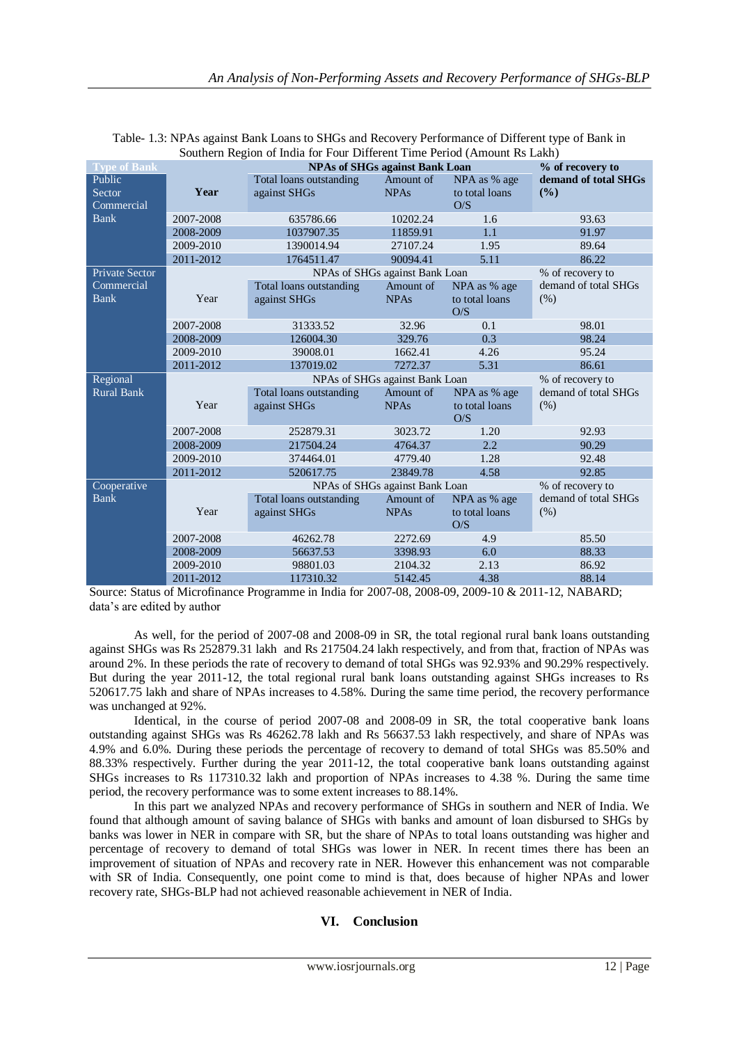Table- 1.3: NPAs against Bank Loans to SHGs and Recovery Performance of Different type of Bank in Southern Region of India for Four Different Time Period (Amount Rs Lakh)

| Type of Bank | Year | NPAs of SHGs against Bank Loan | | | % of recovery to demand of total SHGs (%) |
|---|---|---|---|---|---|
| | | Total loans outstanding against SHGs | Amount of NPAs | NPA as % age to total loans O/S | |
| Public Sector Commercial Bank | 2007-2008 | 635786.66 | 10202.24 | 1.6 | 93.63 |
| | 2008-2009 | 1037907.35 | 11859.91 | 1.1 | 91.97 |
| | 2009-2010 | 1390014.94 | 27107.24 | 1.95 | 89.64 |
| | 2011-2012 | 1764511.47 | 90094.41 | 5.11 | 86.22 |
| Private Sector Commercial Bank | Year | Total loans outstanding against SHGs | Amount of NPAs | NPA as % age to total loans O/S | % of recovery to demand of total SHGs (%) |
| | 2007-2008 | 31333.52 | 32.96 | 0.1 | 98.01 |
| | 2008-2009 | 126004.30 | 329.76 | 0.3 | 98.24 |
| | 2009-2010 | 39008.01 | 1662.41 | 4.26 | 95.24 |
| | 2011-2012 | 137019.02 | 7272.37 | 5.31 | 86.61 |
| Regional Rural Bank | Year | Total loans outstanding against SHGs | Amount of NPAs | NPA as % age to total loans O/S | % of recovery to demand of total SHGs (%) |
| | 2007-2008 | 252879.31 | 3023.72 | 1.20 | 92.93 |
| | 2008-2009 | 217504.24 | 4764.37 | 2.2 | 90.29 |
| | 2009-2010 | 374464.01 | 4779.40 | 1.28 | 92.48 |
| | 2011-2012 | 520617.75 | 23849.78 | 4.58 | 92.85 |
| Cooperative Bank | Year | Total loans outstanding against SHGs | Amount of NPAs | NPA as % age to total loans O/S | % of recovery to demand of total SHGs (%) |
| | 2007-2008 | 46262.78 | 2272.69 | 4.9 | 85.50 |
| | 2008-2009 | 56637.53 | 3398.93 | 6.0 | 88.33 |
| | 2009-2010 | 98801.03 | 2104.32 | 2.13 | 86.92 |
| | 2011-2012 | 117310.32 | 5142.45 | 4.38 | 88.14 |

Source: Status of Microfinance Programme in India for 2007-08, 2008-09, 2009-10 & 2011-12, NABARD; data's are edited by author

As well, for the period of 2007-08 and 2008-09 in SR, the total regional rural bank loans outstanding against SHGs was Rs 252879.31 lakh and Rs 217504.24 lakh respectively, and from that, fraction of NPAs was around 2%. In these periods the rate of recovery to demand of total SHGs was 92.93% and 90.29% respectively. But during the year 2011-12, the total regional rural bank loans outstanding against SHGs increases to Rs 520617.75 lakh and share of NPAs increases to 4.58%. During the same time period, the recovery performance was unchanged at 92%.

Identical, in the course of period 2007-08 and 2008-09 in SR, the total cooperative bank loans outstanding against SHGs was Rs 46262.78 lakh and Rs 56637.53 lakh respectively, and share of NPAs was 4.9% and 6.0%. During these periods the percentage of recovery to demand of total SHGs was 85.50% and 88.33% respectively. Further during the year 2011-12, the total cooperative bank loans outstanding against SHGs increases to Rs 117310.32 lakh and proportion of NPAs increases to 4.38 %. During the same time period, the recovery performance was to some extent increases to 88.14%.

In this part we analyzed NPAs and recovery performance of SHGs in southern and NER of India. We found that although amount of saving balance of SHGs with banks and amount of loan disbursed to SHGs by banks was lower in NER in compare with SR, but the share of NPAs to total loans outstanding was higher and percentage of recovery to demand of total SHGs was lower in NER. In recent times there has been an improvement of situation of NPAs and recovery rate in NER. However this enhancement was not comparable with SR of India. Consequently, one point come to mind is that, does because of higher NPAs and lower recovery rate, SHGs-BLP had not achieved reasonable achievement in NER of India.

## VI. Conclusion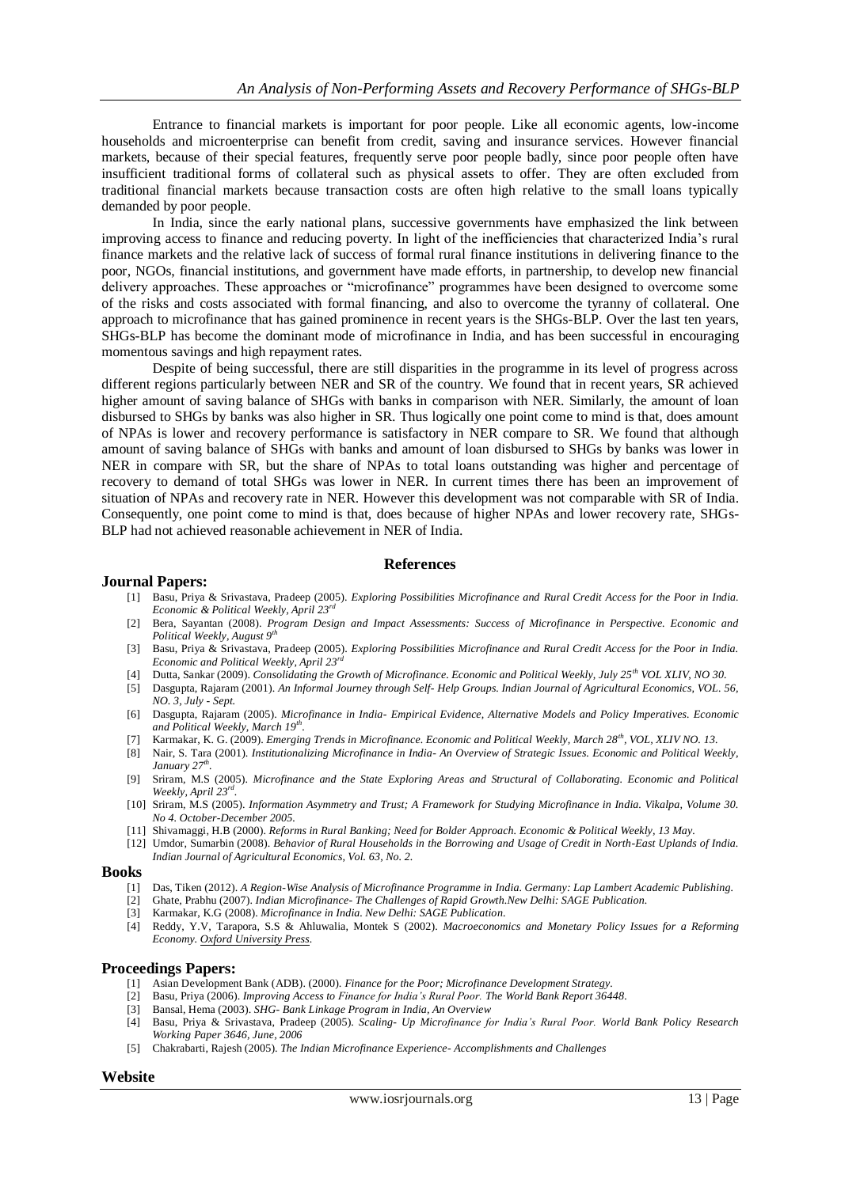Entrance to financial markets is important for poor people. Like all economic agents, low-income households and microenterprise can benefit from credit, saving and insurance services. However financial markets, because of their special features, frequently serve poor people badly, since poor people often have insufficient traditional forms of collateral such as physical assets to offer. They are often excluded from traditional financial markets because transaction costs are often high relative to the small loans typically demanded by poor people.

In India, since the early national plans, successive governments have emphasized the link between improving access to finance and reducing poverty. In light of the inefficiencies that characterized India's rural finance markets and the relative lack of success of formal rural finance institutions in delivering finance to the poor, NGOs, financial institutions, and government have made efforts, in partnership, to develop new financial delivery approaches. These approaches or "microfinance" programmes have been designed to overcome some of the risks and costs associated with formal financing, and also to overcome the tyranny of collateral. One approach to microfinance that has gained prominence in recent years is the SHGs-BLP. Over the last ten years, SHGs-BLP has become the dominant mode of microfinance in India, and has been successful in encouraging momentous savings and high repayment rates.

Despite of being successful, there are still disparities in the programme in its level of progress across different regions particularly between NER and SR of the country. We found that in recent years, SR achieved higher amount of saving balance of SHGs with banks in comparison with NER. Similarly, the amount of loan disbursed to SHGs by banks was also higher in SR. Thus logically one point come to mind is that, does amount of NPAs is lower and recovery performance is satisfactory in NER compare to SR. We found that although amount of saving balance of SHGs with banks and amount of loan disbursed to SHGs by banks was lower in NER in compare with SR, but the share of NPAs to total loans outstanding was higher and percentage of recovery to demand of total SHGs was lower in NER. In current times there has been an improvement of situation of NPAs and recovery rate in NER. However this development was not comparable with SR of India. Consequently, one point come to mind is that, does because of higher NPAs and lower recovery rate, SHGs-BLP had not achieved reasonable achievement in NER of India.

## References

### Journal Papers:

[1] Basu, Priya & Srivastava, Pradeep (2005). *Exploring Possibilities Microfinance and Rural Credit Access for the Poor in India. Economic & Political Weekly, April 23rd*

[2] Bera, Sayantan (2008). *Program Design and Impact Assessments: Success of Microfinance in Perspective. Economic and Political Weekly, August 9th*

[3] Basu, Priya & Srivastava, Pradeep (2005). *Exploring Possibilities Microfinance and Rural Credit Access for the Poor in India. Economic and Political Weekly, April 23rd*

[4] Dutta, Sankar (2009). *Consolidating the Growth of Microfinance. Economic and Political Weekly, July 25th VOL XLIV, NO 30.*

[5] Dasgupta, Rajaram (2001). *An Informal Journey through Self- Help Groups. Indian Journal of Agricultural Economics, VOL. 56, NO. 3, July - Sept.*

[6] Dasgupta, Rajaram (2005). *Microfinance in India- Empirical Evidence, Alternative Models and Policy Imperatives. Economic and Political Weekly, March 19th.*

[7] Karmakar, K. G. (2009). *Emerging Trends in Microfinance. Economic and Political Weekly, March 28th, VOL, XLIV NO. 13.*

[8] Nair, S. Tara (2001). *Institutionalizing Microfinance in India- An Overview of Strategic Issues. Economic and Political Weekly, January 27th.*

[9] Sriram, M.S (2005). *Microfinance and the State Exploring Areas and Structural of Collaborating. Economic and Political Weekly, April 23rd.*

[10] Sriram, M.S (2005). *Information Asymmetry and Trust; A Framework for Studying Microfinance in India. Vikalpa, Volume 30. No 4. October-December 2005.*

[11] Shivamaggi, H.B (2000). *Reforms in Rural Banking; Need for Bolder Approach. Economic & Political Weekly, 13 May.*

[12] Umdor, Sumarbin (2008). *Behavior of Rural Households in the Borrowing and Usage of Credit in North-East Uplands of India. Indian Journal of Agricultural Economics, Vol. 63, No. 2.*

### Books

[1] Das, Tiken (2012). *A Region-Wise Analysis of Microfinance Programme in India. Germany: Lap Lambert Academic Publishing.*

[2] Ghate, Prabhu (2007). *Indian Microfinance- The Challenges of Rapid Growth.New Delhi: SAGE Publication.*

[3] Karmakar, K.G (2008). *Microfinance in India. New Delhi: SAGE Publication.*

[4] Reddy, Y.V, Tarapora, S.S & Ahluwalia, Montek S (2002). *Macroeconomics and Monetary Policy Issues for a Reforming Economy. Oxford University Press.*

### Proceedings Papers:

[1] Asian Development Bank (ADB). (2000). *Finance for the Poor; Microfinance Development Strategy.*

[2] Basu, Priya (2006). *Improving Access to Finance for India's Rural Poor. The World Bank Report 36448.*

[3] Bansal, Hema (2003). *SHG- Bank Linkage Program in India, An Overview*

[4] Basu, Priya & Srivastava, Pradeep (2005). *Scaling- Up Microfinance for India's Rural Poor. World Bank Policy Research Working Paper 3646, June, 2006*

[5] Chakrabarti, Rajesh (2005). *The Indian Microfinance Experience- Accomplishments and Challenges*

### Website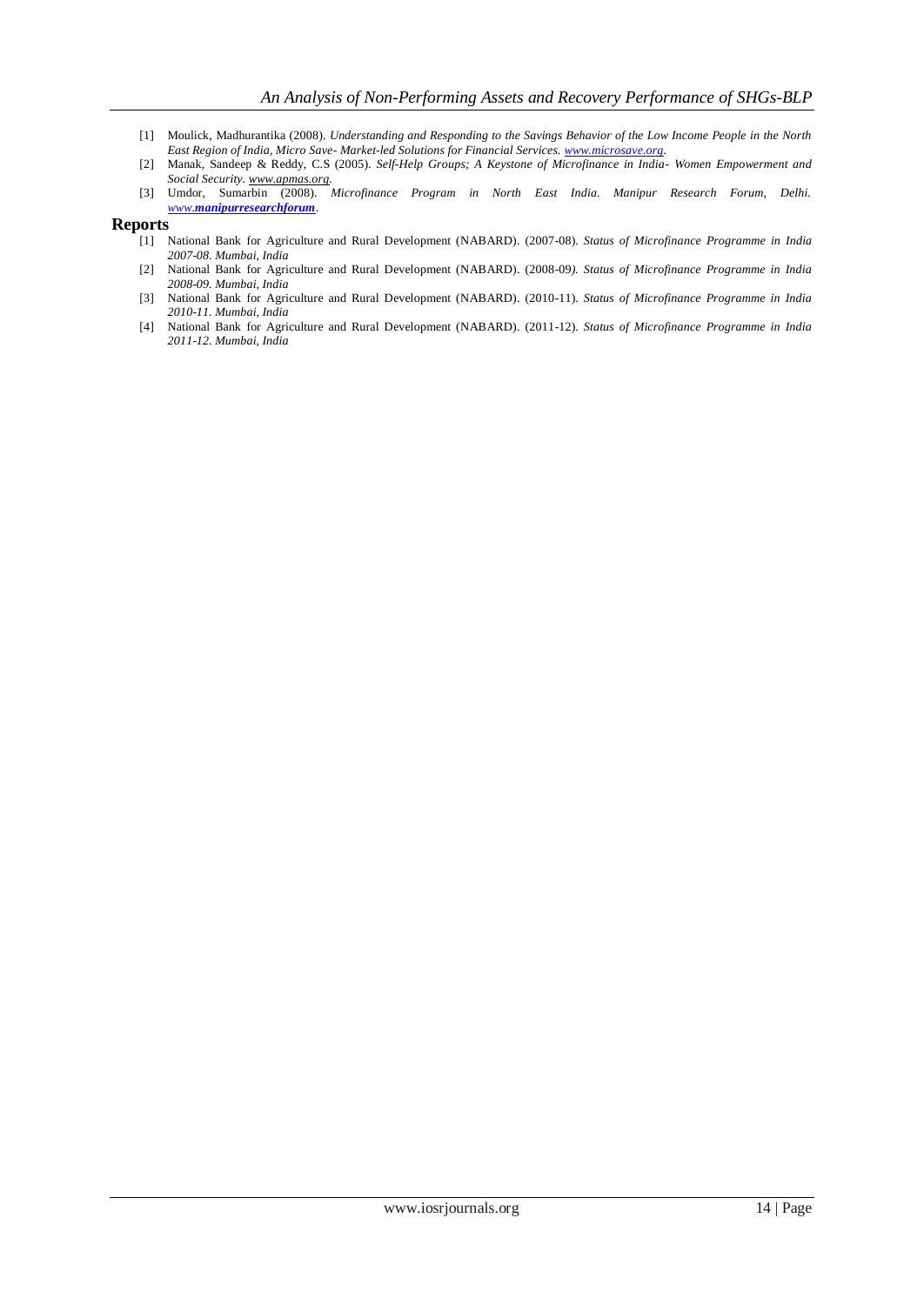[1] Moulick, Madhurantika (2008). *Understanding and Responding to the Savings Behavior of the Low Income People in the North East Region of India, Micro Save- Market-led Solutions for Financial Services.* [www.microsave.org](www.microsave.org).

[2] Manak, Sandeep & Reddy, C.S (2005). *Self-Help Groups; A Keystone of Microfinance in India- Women Empowerment and Social Security*. www.apmas.org.

[3] Umdor, Sumarbin (2008). *Microfinance Program in North East India. Manipur Research Forum, Delhi.* *www.**manipurresearchforum***.

## Reports

[1] National Bank for Agriculture and Rural Development (NABARD). (2007-08). *Status of Microfinance Programme in India 2007-08. Mumbai, India*

[2] National Bank for Agriculture and Rural Development (NABARD). (2008-09*). Status of Microfinance Programme in India 2008-09. Mumbai, India*

[3] National Bank for Agriculture and Rural Development (NABARD). (2010-11). *Status of Microfinance Programme in India 2010-11. Mumbai, India*

[4] National Bank for Agriculture and Rural Development (NABARD). (2011-12). *Status of Microfinance Programme in India 2011-12. Mumbai, India*